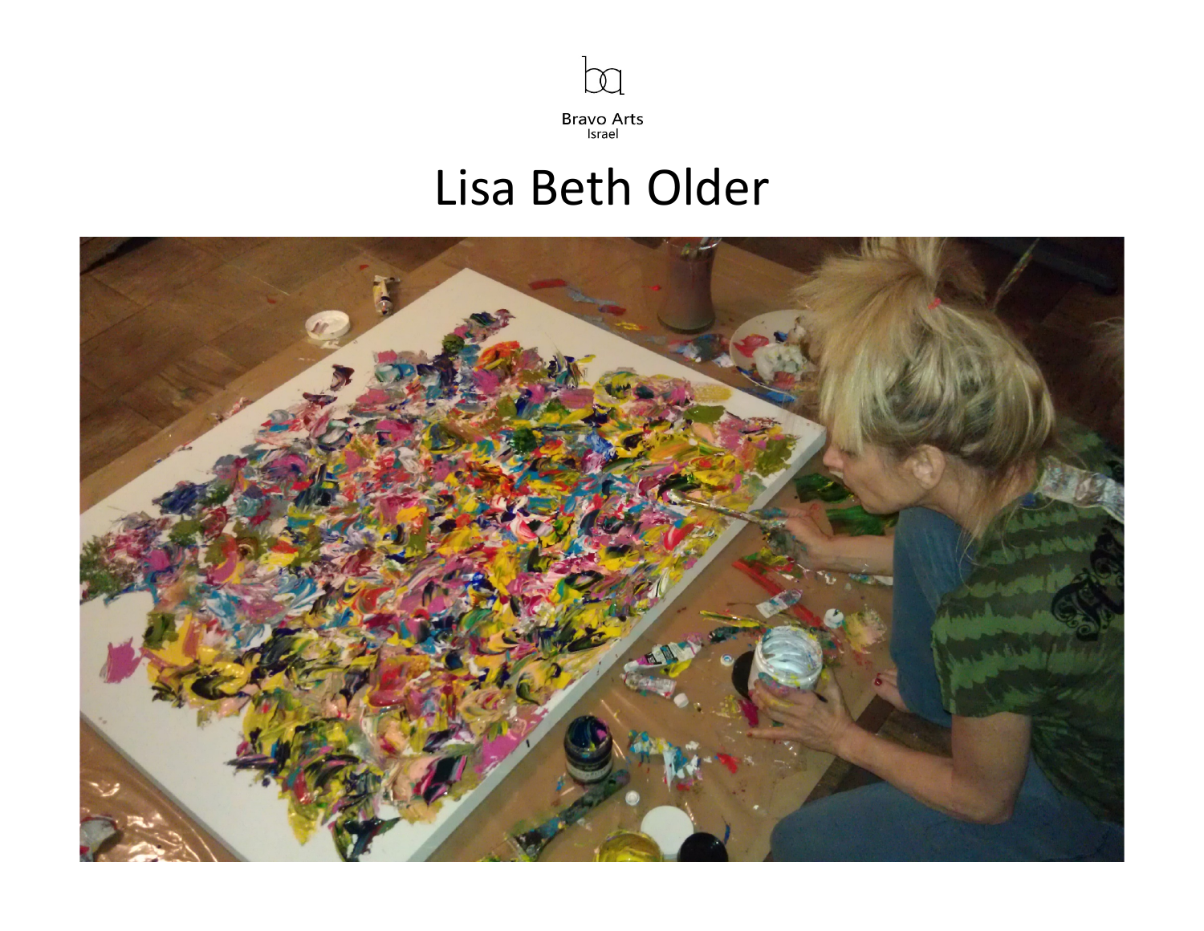Bravo Arts
Israel

# Lisa Beth Older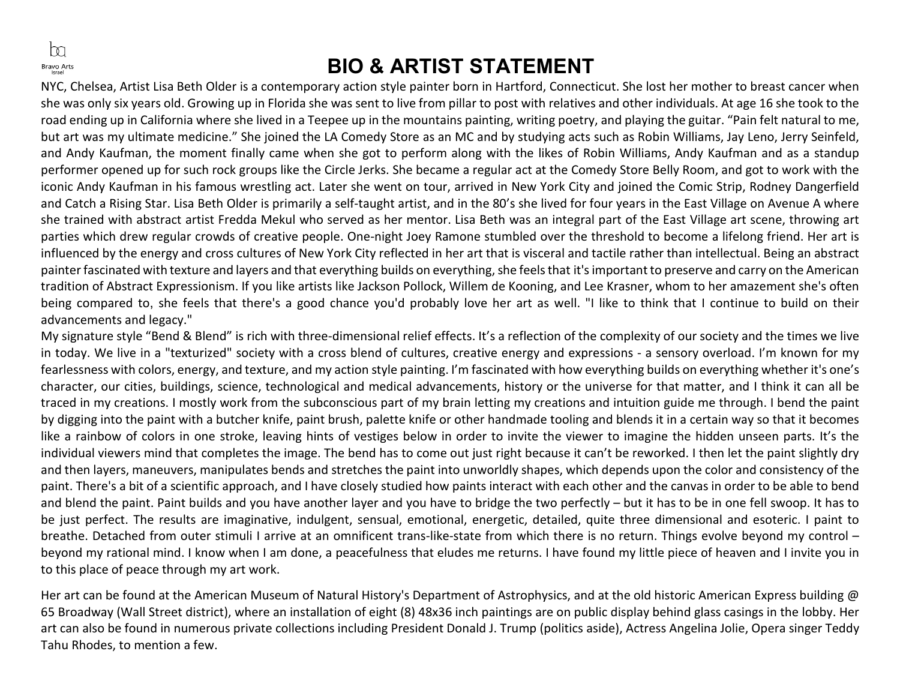# BIO & ARTIST STATEMENT

NYC, Chelsea, Artist Lisa Beth Older is a contemporary action style painter born in Hartford, Connecticut. She lost her mother to breast cancer when she was only six years old. Growing up in Florida she was sent to live from pillar to post with relatives and other individuals. At age 16 she took to the road ending up in California where she lived in a Teepee up in the mountains painting, writing poetry, and playing the guitar. "Pain felt natural to me, but art was my ultimate medicine." She joined the LA Comedy Store as an MC and by studying acts such as Robin Williams, Jay Leno, Jerry Seinfeld, and Andy Kaufman, the moment finally came when she got to perform along with the likes of Robin Williams, Andy Kaufman and as a standup performer opened up for such rock groups like the Circle Jerks. She became a regular act at the Comedy Store Belly Room, and got to work with the iconic Andy Kaufman in his famous wrestling act. Later she went on tour, arrived in New York City and joined the Comic Strip, Rodney Dangerfield and Catch a Rising Star. Lisa Beth Older is primarily a self-taught artist, and in the 80's she lived for four years in the East Village on Avenue A where she trained with abstract artist Fredda Mekul who served as her mentor. Lisa Beth was an integral part of the East Village art scene, throwing art parties which drew regular crowds of creative people. One-night Joey Ramone stumbled over the threshold to become a lifelong friend. Her art is influenced by the energy and cross cultures of New York City reflected in her art that is visceral and tactile rather than intellectual. Being an abstract painter fascinated with texture and layers and that everything builds on everything, she feels that it's important to preserve and carry on the American tradition of Abstract Expressionism. If you like artists like Jackson Pollock, Willem de Kooning, and Lee Krasner, whom to her amazement she's often being compared to, she feels that there's a good chance you'd probably love her art as well. "I like to think that I continue to build on their advancements and legacy."

My signature style "Bend & Blend" is rich with three-dimensional relief effects. It's a reflection of the complexity of our society and the times we live in today. We live in a "texturized" society with a cross blend of cultures, creative energy and expressions - a sensory overload. I'm known for my fearlessness with colors, energy, and texture, and my action style painting. I'm fascinated with how everything builds on everything whether it's one's character, our cities, buildings, science, technological and medical advancements, history or the universe for that matter, and I think it can all be traced in my creations. I mostly work from the subconscious part of my brain letting my creations and intuition guide me through. I bend the paint by digging into the paint with a butcher knife, paint brush, palette knife or other handmade tooling and blends it in a certain way so that it becomes like a rainbow of colors in one stroke, leaving hints of vestiges below in order to invite the viewer to imagine the hidden unseen parts. It's the individual viewers mind that completes the image. The bend has to come out just right because it can't be reworked. I then let the paint slightly dry and then layers, maneuvers, manipulates bends and stretches the paint into unworldly shapes, which depends upon the color and consistency of the paint. There's a bit of a scientific approach, and I have closely studied how paints interact with each other and the canvas in order to be able to bend and blend the paint. Paint builds and you have another layer and you have to bridge the two perfectly – but it has to be in one fell swoop. It has to be just perfect. The results are imaginative, indulgent, sensual, emotional, energetic, detailed, quite three dimensional and esoteric. I paint to breathe. Detached from outer stimuli I arrive at an omnificent trans-like-state from which there is no return. Things evolve beyond my control – beyond my rational mind. I know when I am done, a peacefulness that eludes me returns. I have found my little piece of heaven and I invite you in to this place of peace through my art work.

Her art can be found at the American Museum of Natural History's Department of Astrophysics, and at the old historic American Express building @ 65 Broadway (Wall Street district), where an installation of eight (8) 48x36 inch paintings are on public display behind glass casings in the lobby. Her art can also be found in numerous private collections including President Donald J. Trump (politics aside), Actress Angelina Jolie, Opera singer Teddy Tahu Rhodes, to mention a few.